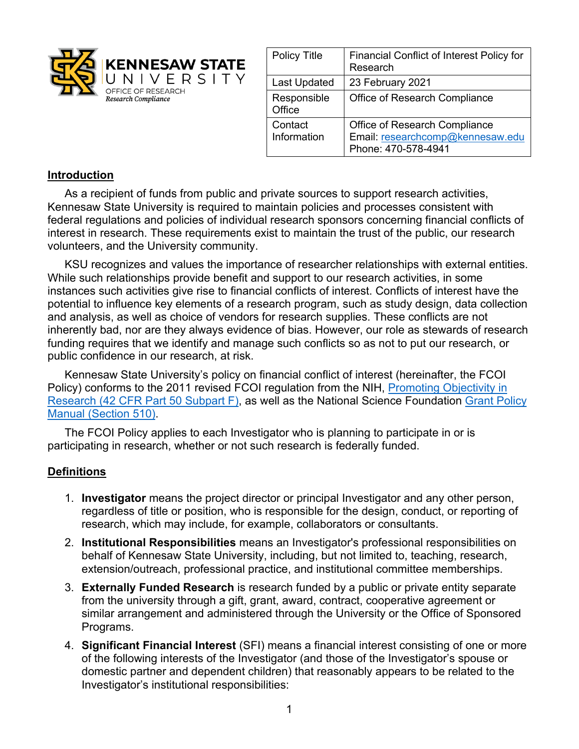KENNESAW STATE UNIVERSITY
OFFICE OF RESEARCH
*Research Compliance*

| Policy Title | Financial Conflict of Interest Policy for Research |
| --- | --- |
| Last Updated | 23 February 2021 |
| Responsible Office | Office of Research Compliance |
| Contact Information | Office of Research Compliance<br>Email: researchcomp@kennesaw.edu<br>Phone: 470-578-4941 |

## Introduction

As a recipient of funds from public and private sources to support research activities, Kennesaw State University is required to maintain policies and processes consistent with federal regulations and policies of individual research sponsors concerning financial conflicts of interest in research. These requirements exist to maintain the trust of the public, our research volunteers, and the University community.

KSU recognizes and values the importance of researcher relationships with external entities. While such relationships provide benefit and support to our research activities, in some instances such activities give rise to financial conflicts of interest. Conflicts of interest have the potential to influence key elements of a research program, such as study design, data collection and analysis, as well as choice of vendors for research supplies. These conflicts are not inherently bad, nor are they always evidence of bias. However, our role as stewards of research funding requires that we identify and manage such conflicts so as not to put our research, or public confidence in our research, at risk.

Kennesaw State University's policy on financial conflict of interest (hereinafter, the FCOI Policy) conforms to the 2011 revised FCOI regulation from the NIH, Promoting Objectivity in Research (42 CFR Part 50 Subpart F), as well as the National Science Foundation Grant Policy Manual (Section 510).

The FCOI Policy applies to each Investigator who is planning to participate in or is participating in research, whether or not such research is federally funded.

## Definitions

1. **Investigator** means the project director or principal Investigator and any other person, regardless of title or position, who is responsible for the design, conduct, or reporting of research, which may include, for example, collaborators or consultants.
2. **Institutional Responsibilities** means an Investigator's professional responsibilities on behalf of Kennesaw State University, including, but not limited to, teaching, research, extension/outreach, professional practice, and institutional committee memberships.
3. **Externally Funded Research** is research funded by a public or private entity separate from the university through a gift, grant, award, contract, cooperative agreement or similar arrangement and administered through the University or the Office of Sponsored Programs.
4. **Significant Financial Interest** (SFI) means a financial interest consisting of one or more of the following interests of the Investigator (and those of the Investigator's spouse or domestic partner and dependent children) that reasonably appears to be related to the Investigator's institutional responsibilities: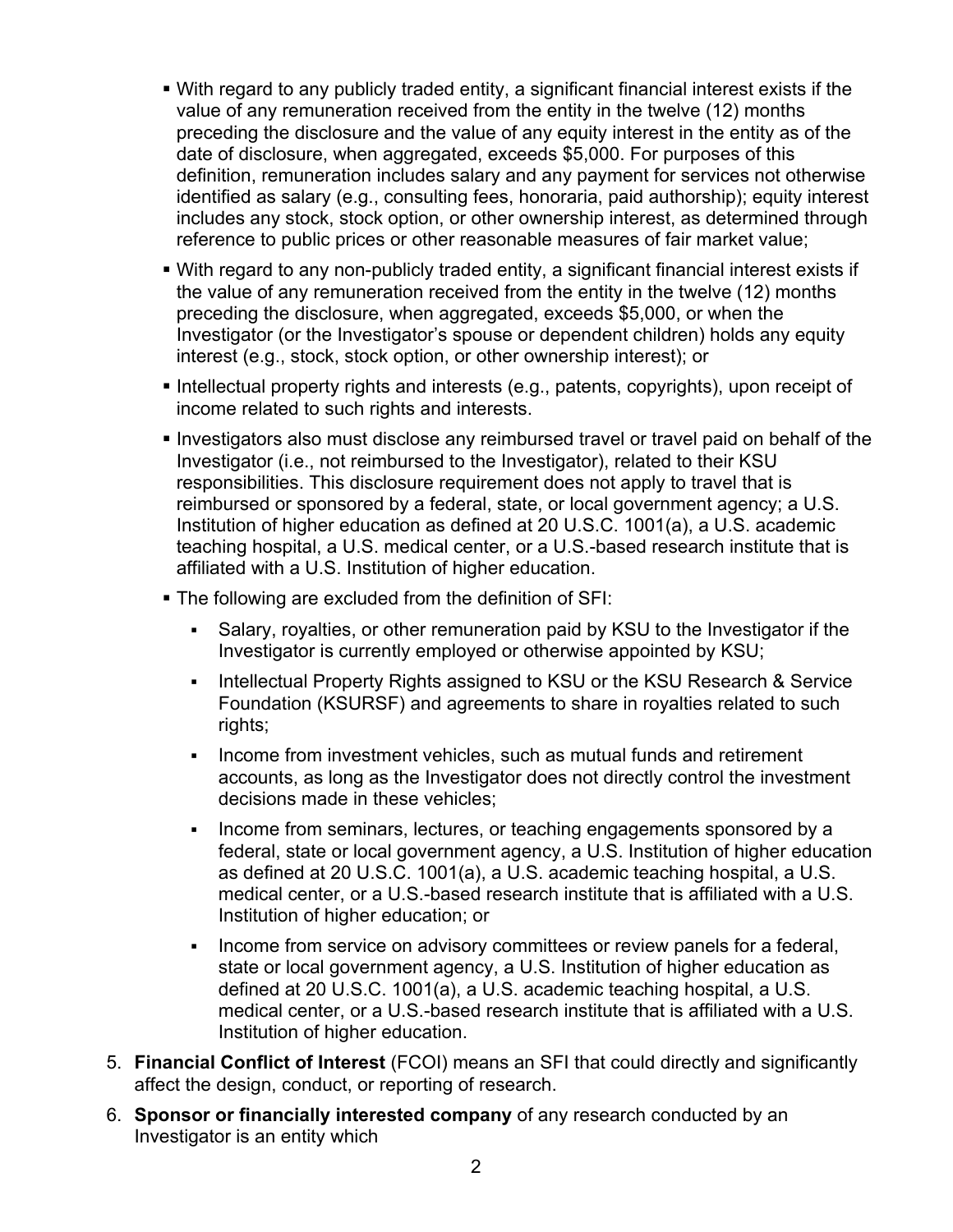- With regard to any publicly traded entity, a significant financial interest exists if the value of any remuneration received from the entity in the twelve (12) months preceding the disclosure and the value of any equity interest in the entity as of the date of disclosure, when aggregated, exceeds $5,000. For purposes of this definition, remuneration includes salary and any payment for services not otherwise identified as salary (e.g., consulting fees, honoraria, paid authorship); equity interest includes any stock, stock option, or other ownership interest, as determined through reference to public prices or other reasonable measures of fair market value;
- With regard to any non-publicly traded entity, a significant financial interest exists if the value of any remuneration received from the entity in the twelve (12) months preceding the disclosure, when aggregated, exceeds $5,000, or when the Investigator (or the Investigator's spouse or dependent children) holds any equity interest (e.g., stock, stock option, or other ownership interest); or
- Intellectual property rights and interests (e.g., patents, copyrights), upon receipt of income related to such rights and interests.
- Investigators also must disclose any reimbursed travel or travel paid on behalf of the Investigator (i.e., not reimbursed to the Investigator), related to their KSU responsibilities. This disclosure requirement does not apply to travel that is reimbursed or sponsored by a federal, state, or local government agency; a U.S. Institution of higher education as defined at 20 U.S.C. 1001(a), a U.S. academic teaching hospital, a U.S. medical center, or a U.S.-based research institute that is affiliated with a U.S. Institution of higher education.
- The following are excluded from the definition of SFI:
    - Salary, royalties, or other remuneration paid by KSU to the Investigator if the Investigator is currently employed or otherwise appointed by KSU;
    - Intellectual Property Rights assigned to KSU or the KSU Research & Service Foundation (KSURSF) and agreements to share in royalties related to such rights;
    - Income from investment vehicles, such as mutual funds and retirement accounts, as long as the Investigator does not directly control the investment decisions made in these vehicles;
    - Income from seminars, lectures, or teaching engagements sponsored by a federal, state or local government agency, a U.S. Institution of higher education as defined at 20 U.S.C. 1001(a), a U.S. academic teaching hospital, a U.S. medical center, or a U.S.-based research institute that is affiliated with a U.S. Institution of higher education; or
    - Income from service on advisory committees or review panels for a federal, state or local government agency, a U.S. Institution of higher education as defined at 20 U.S.C. 1001(a), a U.S. academic teaching hospital, a U.S. medical center, or a U.S.-based research institute that is affiliated with a U.S. Institution of higher education.

5. **Financial Conflict of Interest** (FCOI) means an SFI that could directly and significantly affect the design, conduct, or reporting of research.
6. **Sponsor or financially interested company** of any research conducted by an Investigator is an entity which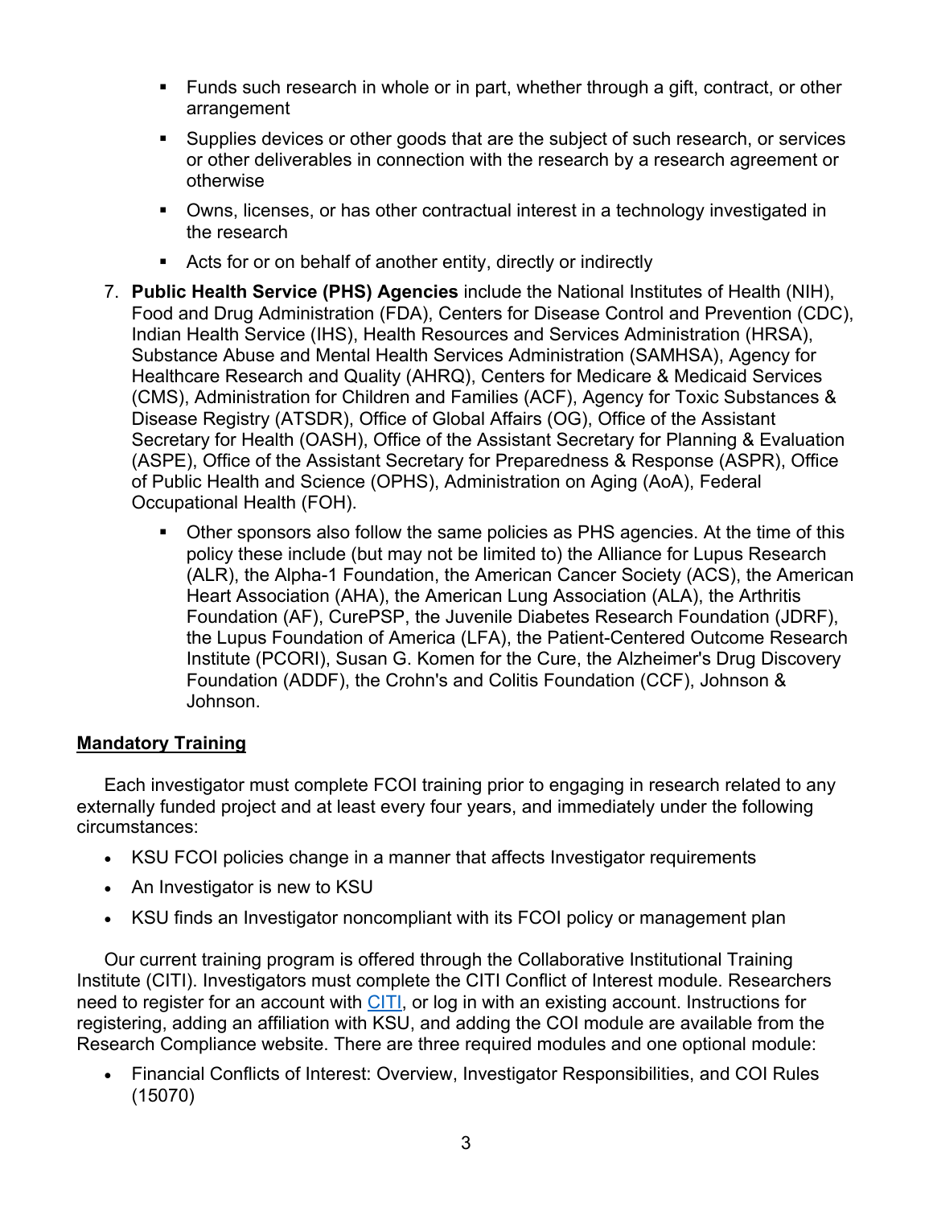- Funds such research in whole or in part, whether through a gift, contract, or other arrangement
   - Supplies devices or other goods that are the subject of such research, or services or other deliverables in connection with the research by a research agreement or otherwise
   - Owns, licenses, or has other contractual interest in a technology investigated in the research
   - Acts for or on behalf of another entity, directly or indirectly

7. **Public Health Service (PHS) Agencies** include the National Institutes of Health (NIH), Food and Drug Administration (FDA), Centers for Disease Control and Prevention (CDC), Indian Health Service (IHS), Health Resources and Services Administration (HRSA), Substance Abuse and Mental Health Services Administration (SAMHSA), Agency for Healthcare Research and Quality (AHRQ), Centers for Medicare & Medicaid Services (CMS), Administration for Children and Families (ACF), Agency for Toxic Substances & Disease Registry (ATSDR), Office of Global Affairs (OG), Office of the Assistant Secretary for Health (OASH), Office of the Assistant Secretary for Planning & Evaluation (ASPE), Office of the Assistant Secretary for Preparedness & Response (ASPR), Office of Public Health and Science (OPHS), Administration on Aging (AoA), Federal Occupational Health (FOH).
   - Other sponsors also follow the same policies as PHS agencies. At the time of this policy these include (but may not be limited to) the Alliance for Lupus Research (ALR), the Alpha-1 Foundation, the American Cancer Society (ACS), the American Heart Association (AHA), the American Lung Association (ALA), the Arthritis Foundation (AF), CurePSP, the Juvenile Diabetes Research Foundation (JDRF), the Lupus Foundation of America (LFA), the Patient-Centered Outcome Research Institute (PCORI), Susan G. Komen for the Cure, the Alzheimer's Drug Discovery Foundation (ADDF), the Crohn's and Colitis Foundation (CCF), Johnson & Johnson.

## Mandatory Training

Each investigator must complete FCOI training prior to engaging in research related to any externally funded project and at least every four years, and immediately under the following circumstances:

- KSU FCOI policies change in a manner that affects Investigator requirements
- An Investigator is new to KSU
- KSU finds an Investigator noncompliant with its FCOI policy or management plan

Our current training program is offered through the Collaborative Institutional Training Institute (CITI). Investigators must complete the CITI Conflict of Interest module. Researchers need to register for an account with CITI, or log in with an existing account. Instructions for registering, adding an affiliation with KSU, and adding the COI module are available from the Research Compliance website. There are three required modules and one optional module:

- Financial Conflicts of Interest: Overview, Investigator Responsibilities, and COI Rules (15070)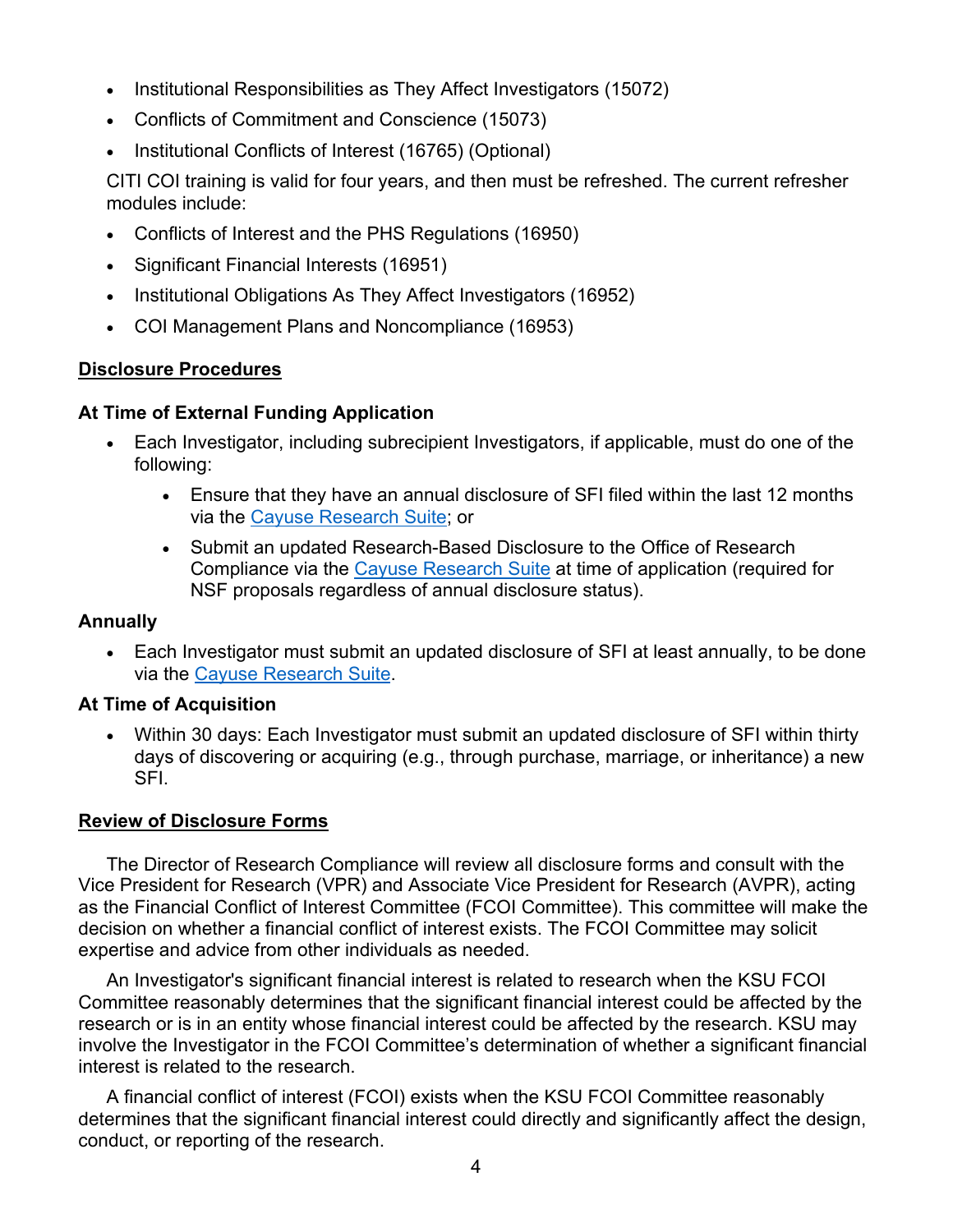- Institutional Responsibilities as They Affect Investigators (15072)
- Conflicts of Commitment and Conscience (15073)
- Institutional Conflicts of Interest (16765) (Optional)

CITI COI training is valid for four years, and then must be refreshed. The current refresher modules include:

- Conflicts of Interest and the PHS Regulations (16950)
- Significant Financial Interests (16951)
- Institutional Obligations As They Affect Investigators (16952)
- COI Management Plans and Noncompliance (16953)

## Disclosure Procedures

### At Time of External Funding Application

- Each Investigator, including subrecipient Investigators, if applicable, must do one of the following:
  - Ensure that they have an annual disclosure of SFI filed within the last 12 months via the Cayuse Research Suite; or
  - Submit an updated Research-Based Disclosure to the Office of Research Compliance via the Cayuse Research Suite at time of application (required for NSF proposals regardless of annual disclosure status).

### Annually

- Each Investigator must submit an updated disclosure of SFI at least annually, to be done via the Cayuse Research Suite.

### At Time of Acquisition

- Within 30 days: Each Investigator must submit an updated disclosure of SFI within thirty days of discovering or acquiring (e.g., through purchase, marriage, or inheritance) a new SFI.

## Review of Disclosure Forms

The Director of Research Compliance will review all disclosure forms and consult with the Vice President for Research (VPR) and Associate Vice President for Research (AVPR), acting as the Financial Conflict of Interest Committee (FCOI Committee). This committee will make the decision on whether a financial conflict of interest exists. The FCOI Committee may solicit expertise and advice from other individuals as needed.

An Investigator's significant financial interest is related to research when the KSU FCOI Committee reasonably determines that the significant financial interest could be affected by the research or is in an entity whose financial interest could be affected by the research. KSU may involve the Investigator in the FCOI Committee's determination of whether a significant financial interest is related to the research.

A financial conflict of interest (FCOI) exists when the KSU FCOI Committee reasonably determines that the significant financial interest could directly and significantly affect the design, conduct, or reporting of the research.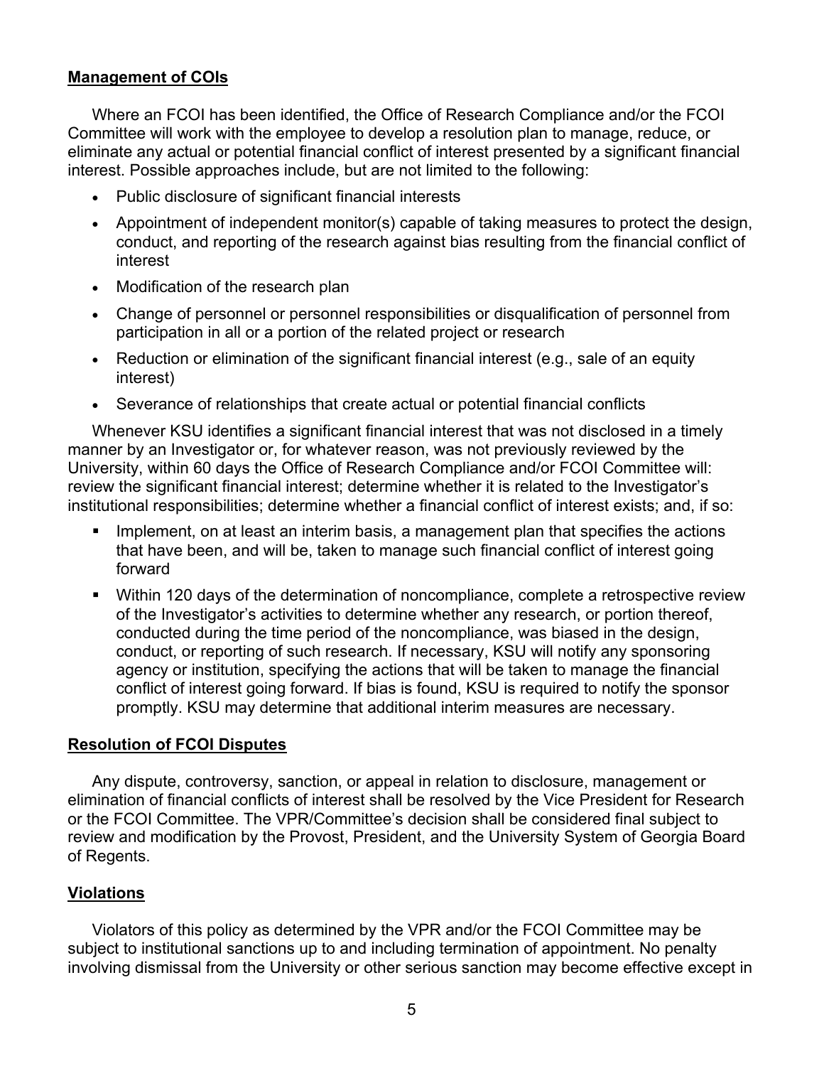## Management of COIs

Where an FCOI has been identified, the Office of Research Compliance and/or the FCOI Committee will work with the employee to develop a resolution plan to manage, reduce, or eliminate any actual or potential financial conflict of interest presented by a significant financial interest. Possible approaches include, but are not limited to the following:

- Public disclosure of significant financial interests
- Appointment of independent monitor(s) capable of taking measures to protect the design, conduct, and reporting of the research against bias resulting from the financial conflict of interest
- Modification of the research plan
- Change of personnel or personnel responsibilities or disqualification of personnel from participation in all or a portion of the related project or research
- Reduction or elimination of the significant financial interest (e.g., sale of an equity interest)
- Severance of relationships that create actual or potential financial conflicts

Whenever KSU identifies a significant financial interest that was not disclosed in a timely manner by an Investigator or, for whatever reason, was not previously reviewed by the University, within 60 days the Office of Research Compliance and/or FCOI Committee will: review the significant financial interest; determine whether it is related to the Investigator's institutional responsibilities; determine whether a financial conflict of interest exists; and, if so:

- Implement, on at least an interim basis, a management plan that specifies the actions that have been, and will be, taken to manage such financial conflict of interest going forward
- Within 120 days of the determination of noncompliance, complete a retrospective review of the Investigator's activities to determine whether any research, or portion thereof, conducted during the time period of the noncompliance, was biased in the design, conduct, or reporting of such research. If necessary, KSU will notify any sponsoring agency or institution, specifying the actions that will be taken to manage the financial conflict of interest going forward. If bias is found, KSU is required to notify the sponsor promptly. KSU may determine that additional interim measures are necessary.

## Resolution of FCOI Disputes

Any dispute, controversy, sanction, or appeal in relation to disclosure, management or elimination of financial conflicts of interest shall be resolved by the Vice President for Research or the FCOI Committee. The VPR/Committee's decision shall be considered final subject to review and modification by the Provost, President, and the University System of Georgia Board of Regents.

## Violations

Violators of this policy as determined by the VPR and/or the FCOI Committee may be subject to institutional sanctions up to and including termination of appointment. No penalty involving dismissal from the University or other serious sanction may become effective except in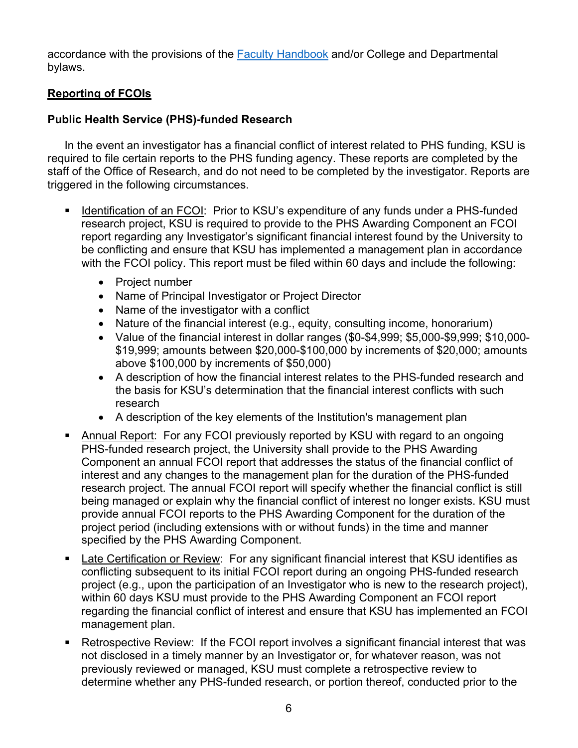accordance with the provisions of the [Faculty Handbook](#) and/or College and Departmental bylaws.

## Reporting of FCOIs

### Public Health Service (PHS)-funded Research

In the event an investigator has a financial conflict of interest related to PHS funding, KSU is required to file certain reports to the PHS funding agency. These reports are completed by the staff of the Office of Research, and do not need to be completed by the investigator. Reports are triggered in the following circumstances.

- Identification of an FCOI: Prior to KSU's expenditure of any funds under a PHS-funded research project, KSU is required to provide to the PHS Awarding Component an FCOI report regarding any Investigator's significant financial interest found by the University to be conflicting and ensure that KSU has implemented a management plan in accordance with the FCOI policy. This report must be filed within 60 days and include the following:
  - Project number
  - Name of Principal Investigator or Project Director
  - Name of the investigator with a conflict
  - Nature of the financial interest (e.g., equity, consulting income, honorarium)
  - Value of the financial interest in dollar ranges ($0-$4,999; $5,000-$9,999; $10,000-$19,999; amounts between $20,000-$100,000 by increments of $20,000; amounts above $100,000 by increments of $50,000)
  - A description of how the financial interest relates to the PHS-funded research and the basis for KSU's determination that the financial interest conflicts with such research
  - A description of the key elements of the Institution's management plan
- Annual Report: For any FCOI previously reported by KSU with regard to an ongoing PHS-funded research project, the University shall provide to the PHS Awarding Component an annual FCOI report that addresses the status of the financial conflict of interest and any changes to the management plan for the duration of the PHS-funded research project. The annual FCOI report will specify whether the financial conflict is still being managed or explain why the financial conflict of interest no longer exists. KSU must provide annual FCOI reports to the PHS Awarding Component for the duration of the project period (including extensions with or without funds) in the time and manner specified by the PHS Awarding Component.
- Late Certification or Review: For any significant financial interest that KSU identifies as conflicting subsequent to its initial FCOI report during an ongoing PHS-funded research project (e.g., upon the participation of an Investigator who is new to the research project), within 60 days KSU must provide to the PHS Awarding Component an FCOI report regarding the financial conflict of interest and ensure that KSU has implemented an FCOI management plan.
- Retrospective Review: If the FCOI report involves a significant financial interest that was not disclosed in a timely manner by an Investigator or, for whatever reason, was not previously reviewed or managed, KSU must complete a retrospective review to determine whether any PHS-funded research, or portion thereof, conducted prior to the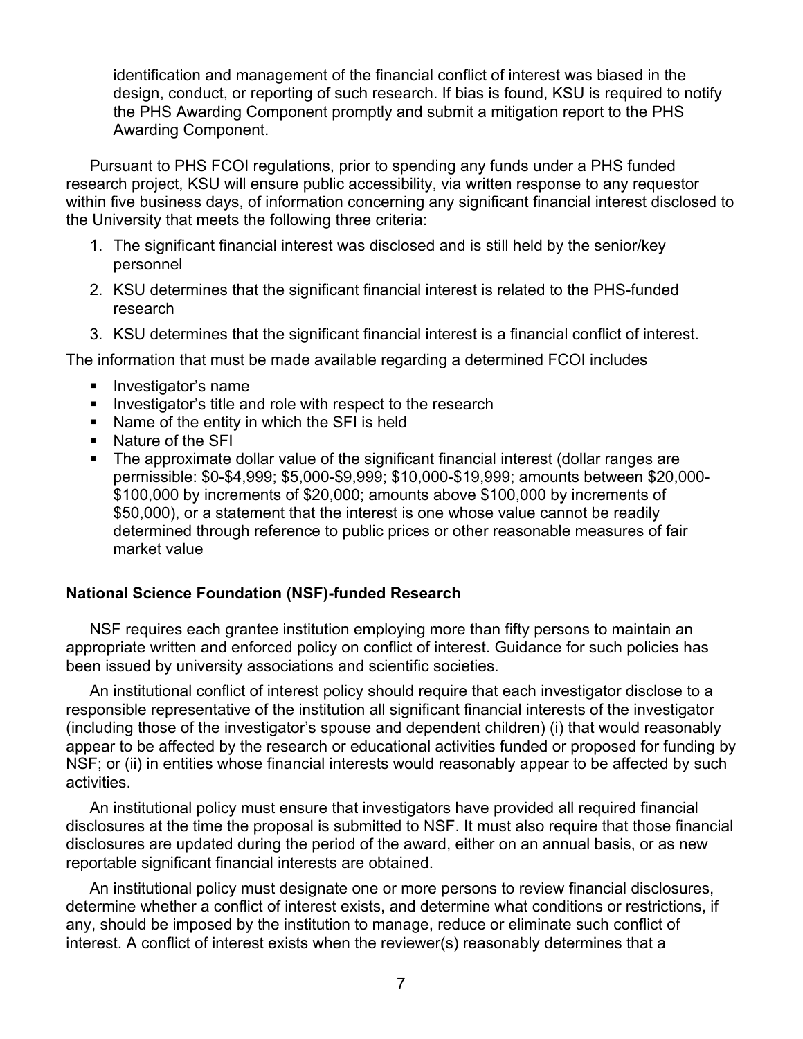identification and management of the financial conflict of interest was biased in the design, conduct, or reporting of such research. If bias is found, KSU is required to notify the PHS Awarding Component promptly and submit a mitigation report to the PHS Awarding Component.

Pursuant to PHS FCOI regulations, prior to spending any funds under a PHS funded research project, KSU will ensure public accessibility, via written response to any requestor within five business days, of information concerning any significant financial interest disclosed to the University that meets the following three criteria:

1. The significant financial interest was disclosed and is still held by the senior/key personnel
2. KSU determines that the significant financial interest is related to the PHS-funded research
3. KSU determines that the significant financial interest is a financial conflict of interest.

The information that must be made available regarding a determined FCOI includes

- Investigator's name
- Investigator's title and role with respect to the research
- Name of the entity in which the SFI is held
- Nature of the SFI
- The approximate dollar value of the significant financial interest (dollar ranges are permissible: $0-$4,999; $5,000-$9,999; $10,000-$19,999; amounts between $20,000-$100,000 by increments of $20,000; amounts above $100,000 by increments of $50,000), or a statement that the interest is one whose value cannot be readily determined through reference to public prices or other reasonable measures of fair market value

**National Science Foundation (NSF)-funded Research**

NSF requires each grantee institution employing more than fifty persons to maintain an appropriate written and enforced policy on conflict of interest. Guidance for such policies has been issued by university associations and scientific societies.

An institutional conflict of interest policy should require that each investigator disclose to a responsible representative of the institution all significant financial interests of the investigator (including those of the investigator's spouse and dependent children) (i) that would reasonably appear to be affected by the research or educational activities funded or proposed for funding by NSF; or (ii) in entities whose financial interests would reasonably appear to be affected by such activities.

An institutional policy must ensure that investigators have provided all required financial disclosures at the time the proposal is submitted to NSF. It must also require that those financial disclosures are updated during the period of the award, either on an annual basis, or as new reportable significant financial interests are obtained.

An institutional policy must designate one or more persons to review financial disclosures, determine whether a conflict of interest exists, and determine what conditions or restrictions, if any, should be imposed by the institution to manage, reduce or eliminate such conflict of interest. A conflict of interest exists when the reviewer(s) reasonably determines that a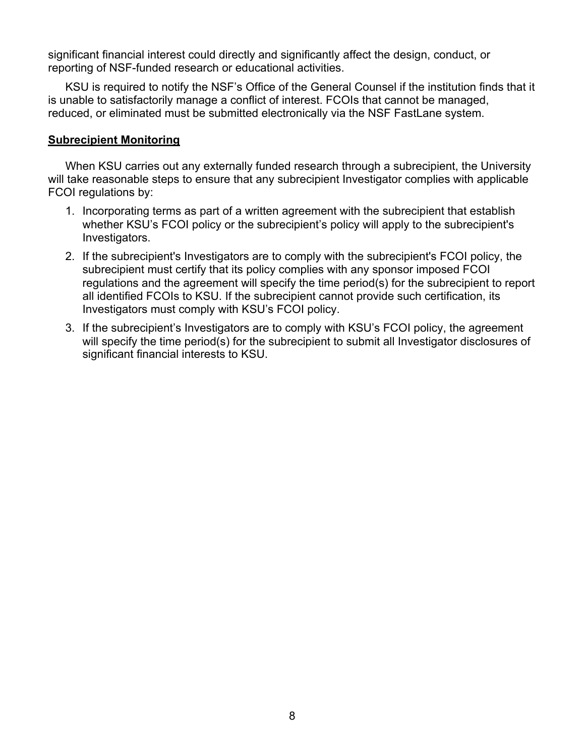significant financial interest could directly and significantly affect the design, conduct, or reporting of NSF-funded research or educational activities.

KSU is required to notify the NSF's Office of the General Counsel if the institution finds that it is unable to satisfactorily manage a conflict of interest. FCOIs that cannot be managed, reduced, or eliminated must be submitted electronically via the NSF FastLane system.

## Subrecipient Monitoring

When KSU carries out any externally funded research through a subrecipient, the University will take reasonable steps to ensure that any subrecipient Investigator complies with applicable FCOI regulations by:

1. Incorporating terms as part of a written agreement with the subrecipient that establish whether KSU's FCOI policy or the subrecipient's policy will apply to the subrecipient's Investigators.
2. If the subrecipient's Investigators are to comply with the subrecipient's FCOI policy, the subrecipient must certify that its policy complies with any sponsor imposed FCOI regulations and the agreement will specify the time period(s) for the subrecipient to report all identified FCOIs to KSU. If the subrecipient cannot provide such certification, its Investigators must comply with KSU's FCOI policy.
3. If the subrecipient's Investigators are to comply with KSU's FCOI policy, the agreement will specify the time period(s) for the subrecipient to submit all Investigator disclosures of significant financial interests to KSU.